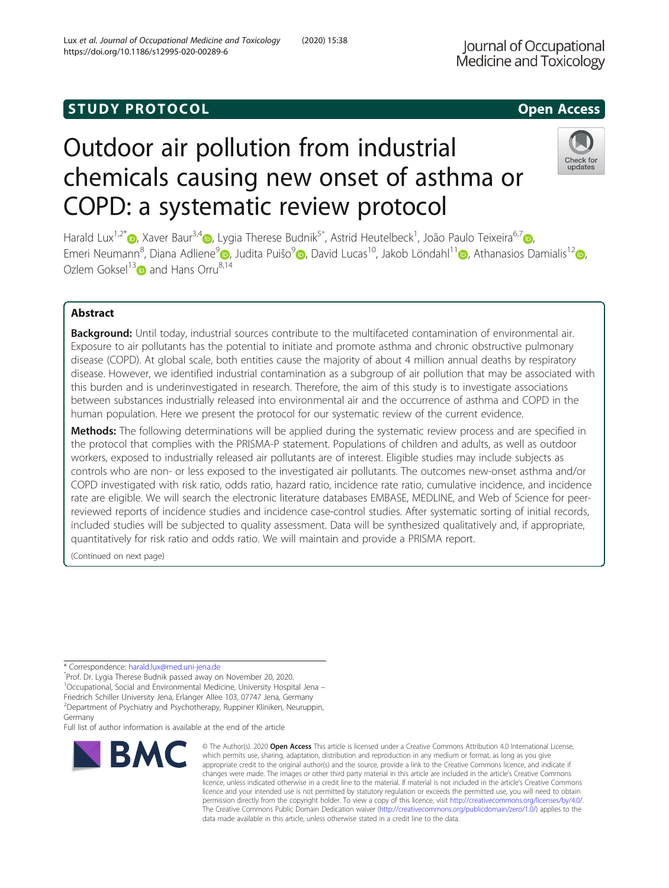STUDY PROTOCOL

Open Access

# Outdoor air pollution from industrial chemicals causing new onset of asthma or COPD: a systematic review protocol

Harald Lux[1,2*], Xaver Baur[3,4], Lygia Therese Budnik[5^], Astrid Heutelbeck[1], João Paulo Teixeira[6,7], Emeri Neumann[8], Diana Adliene[9], Judita Puišo[9], David Lucas[10], Jakob Löndahl[11], Athanasios Damialis[12], Ozlem Goksel[13] and Hans Orru[8,14]

## Abstract

**Background:** Until today, industrial sources contribute to the multifaceted contamination of environmental air. Exposure to air pollutants has the potential to initiate and promote asthma and chronic obstructive pulmonary disease (COPD). At global scale, both entities cause the majority of about 4 million annual deaths by respiratory disease. However, we identified industrial contamination as a subgroup of air pollution that may be associated with this burden and is underinvestigated in research. Therefore, the aim of this study is to investigate associations between substances industrially released into environmental air and the occurrence of asthma and COPD in the human population. Here we present the protocol for our systematic review of the current evidence.

**Methods:** The following determinations will be applied during the systematic review process and are specified in the protocol that complies with the PRISMA-P statement. Populations of children and adults, as well as outdoor workers, exposed to industrially released air pollutants are of interest. Eligible studies may include subjects as controls who are non- or less exposed to the investigated air pollutants. The outcomes new-onset asthma and/or COPD investigated with risk ratio, odds ratio, hazard ratio, incidence rate ratio, cumulative incidence, and incidence rate are eligible. We will search the electronic literature databases EMBASE, MEDLINE, and Web of Science for peer-reviewed reports of incidence studies and incidence case-control studies. After systematic sorting of initial records, included studies will be subjected to quality assessment. Data will be synthesized qualitatively and, if appropriate, quantitatively for risk ratio and odds ratio. We will maintain and provide a PRISMA report.

(Continued on next page)

\* Correspondence: harald.lux@med.uni-jena.de

^Prof. Dr. Lygia Therese Budnik passed away on November 20, 2020.

[1]Occupational, Social and Environmental Medicine, University Hospital Jena – Friedrich Schiller University Jena, Erlanger Allee 103, 07747 Jena, Germany

[2]Department of Psychiatry and Psychotherapy, Ruppiner Kliniken, Neuruppin, Germany

Full list of author information is available at the end of the article

© The Author(s). 2020 **Open Access** This article is licensed under a Creative Commons Attribution 4.0 International License, which permits use, sharing, adaptation, distribution and reproduction in any medium or format, as long as you give appropriate credit to the original author(s) and the source, provide a link to the Creative Commons licence, and indicate if changes were made. The images or other third party material in this article are included in the article's Creative Commons licence, unless indicated otherwise in a credit line to the material. If material is not included in the article's Creative Commons licence and your intended use is not permitted by statutory regulation or exceeds the permitted use, you will need to obtain permission directly from the copyright holder. To view a copy of this licence, visit http://creativecommons.org/licenses/by/4.0/. The Creative Commons Public Domain Dedication waiver (http://creativecommons.org/publicdomain/zero/1.0/) applies to the data made available in this article, unless otherwise stated in a credit line to the data.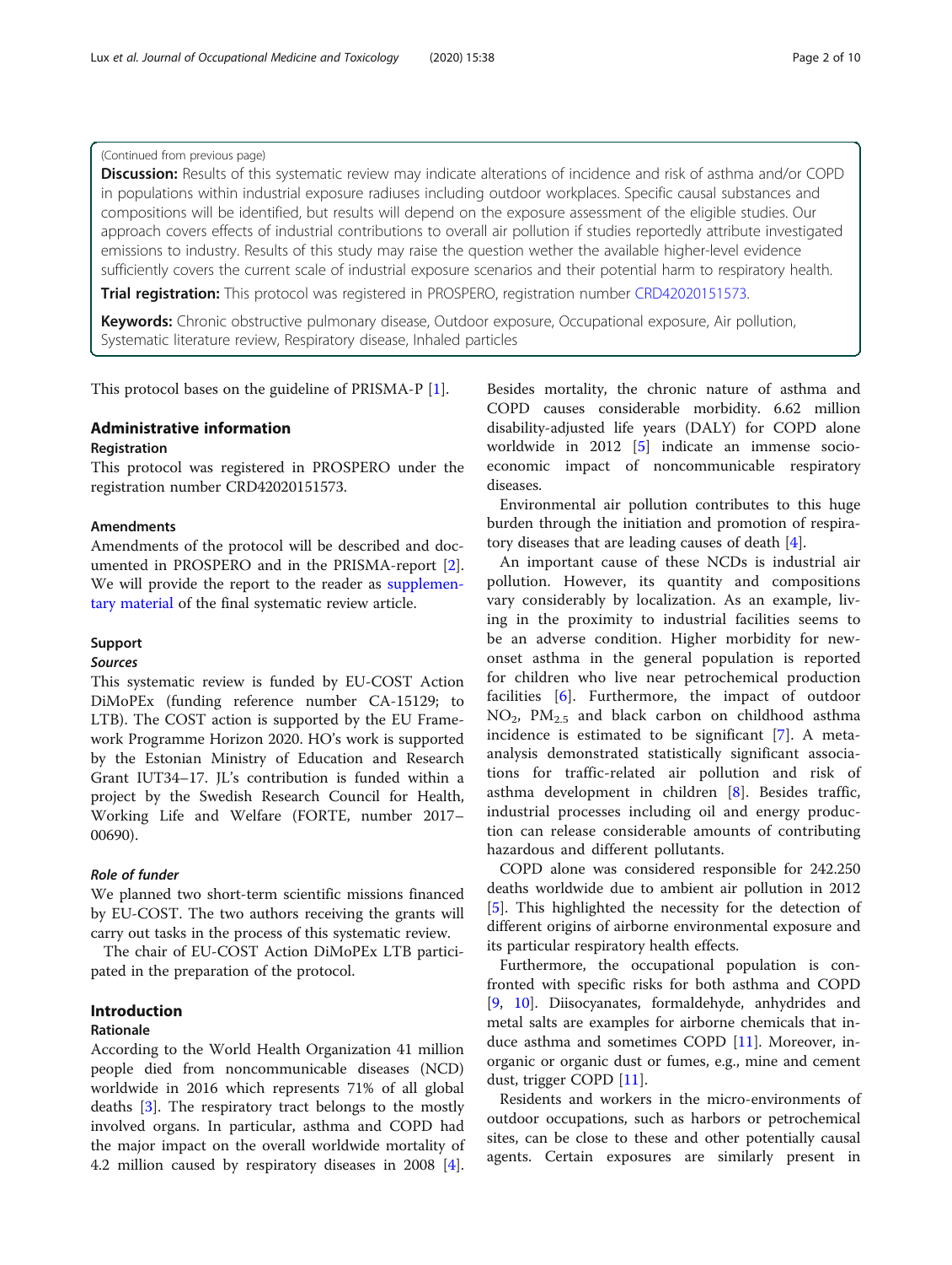(Continued from previous page)

**Discussion:** Results of this systematic review may indicate alterations of incidence and risk of asthma and/or COPD in populations within industrial exposure radiuses including outdoor workplaces. Specific causal substances and compositions will be identified, but results will depend on the exposure assessment of the eligible studies. Our approach covers effects of industrial contributions to overall air pollution if studies reportedly attribute investigated emissions to industry. Results of this study may raise the question wether the available higher-level evidence sufficiently covers the current scale of industrial exposure scenarios and their potential harm to respiratory health.

**Trial registration:** This protocol was registered in PROSPERO, registration number CRD42020151573.

**Keywords:** Chronic obstructive pulmonary disease, Outdoor exposure, Occupational exposure, Air pollution, Systematic literature review, Respiratory disease, Inhaled particles

This protocol bases on the guideline of PRISMA-P [1].

## Administrative information

### Registration

This protocol was registered in PROSPERO under the registration number CRD42020151573.

### Amendments

Amendments of the protocol will be described and documented in PROSPERO and in the PRISMA-report [2]. We will provide the report to the reader as supplementary material of the final systematic review article.

### Support

#### *Sources*

This systematic review is funded by EU-COST Action DiMoPEx (funding reference number CA-15129; to LTB). The COST action is supported by the EU Framework Programme Horizon 2020. HO's work is supported by the Estonian Ministry of Education and Research Grant IUT34–17. JL's contribution is funded within a project by the Swedish Research Council for Health, Working Life and Welfare (FORTE, number 2017–00690).

#### *Role of funder*

We planned two short-term scientific missions financed by EU-COST. The two authors receiving the grants will carry out tasks in the process of this systematic review.

The chair of EU-COST Action DiMoPEx LTB participated in the preparation of the protocol.

## Introduction

### Rationale

According to the World Health Organization 41 million people died from noncommunicable diseases (NCD) worldwide in 2016 which represents 71% of all global deaths [3]. The respiratory tract belongs to the mostly involved organs. In particular, asthma and COPD had the major impact on the overall worldwide mortality of 4.2 million caused by respiratory diseases in 2008 [4]. Besides mortality, the chronic nature of asthma and COPD causes considerable morbidity. 6.62 million disability-adjusted life years (DALY) for COPD alone worldwide in 2012 [5] indicate an immense socio-economic impact of noncommunicable respiratory diseases.

Environmental air pollution contributes to this huge burden through the initiation and promotion of respiratory diseases that are leading causes of death [4].

An important cause of these NCDs is industrial air pollution. However, its quantity and compositions vary considerably by localization. As an example, living in the proximity to industrial facilities seems to be an adverse condition. Higher morbidity for new-onset asthma in the general population is reported for children who live near petrochemical production facilities [6]. Furthermore, the impact of outdoor $NO_2$, $PM_{2.5}$ and black carbon on childhood asthma incidence is estimated to be significant [7]. A meta-analysis demonstrated statistically significant associations for traffic-related air pollution and risk of asthma development in children [8]. Besides traffic, industrial processes including oil and energy production can release considerable amounts of contributing hazardous and different pollutants.

COPD alone was considered responsible for 242.250 deaths worldwide due to ambient air pollution in 2012 [5]. This highlighted the necessity for the detection of different origins of airborne environmental exposure and its particular respiratory health effects.

Furthermore, the occupational population is confronted with specific risks for both asthma and COPD [9, 10]. Diisocyanates, formaldehyde, anhydrides and metal salts are examples for airborne chemicals that induce asthma and sometimes COPD [11]. Moreover, inorganic or organic dust or fumes, e.g., mine and cement dust, trigger COPD [11].

Residents and workers in the micro-environments of outdoor occupations, such as harbors or petrochemical sites, can be close to these and other potentially causal agents. Certain exposures are similarly present in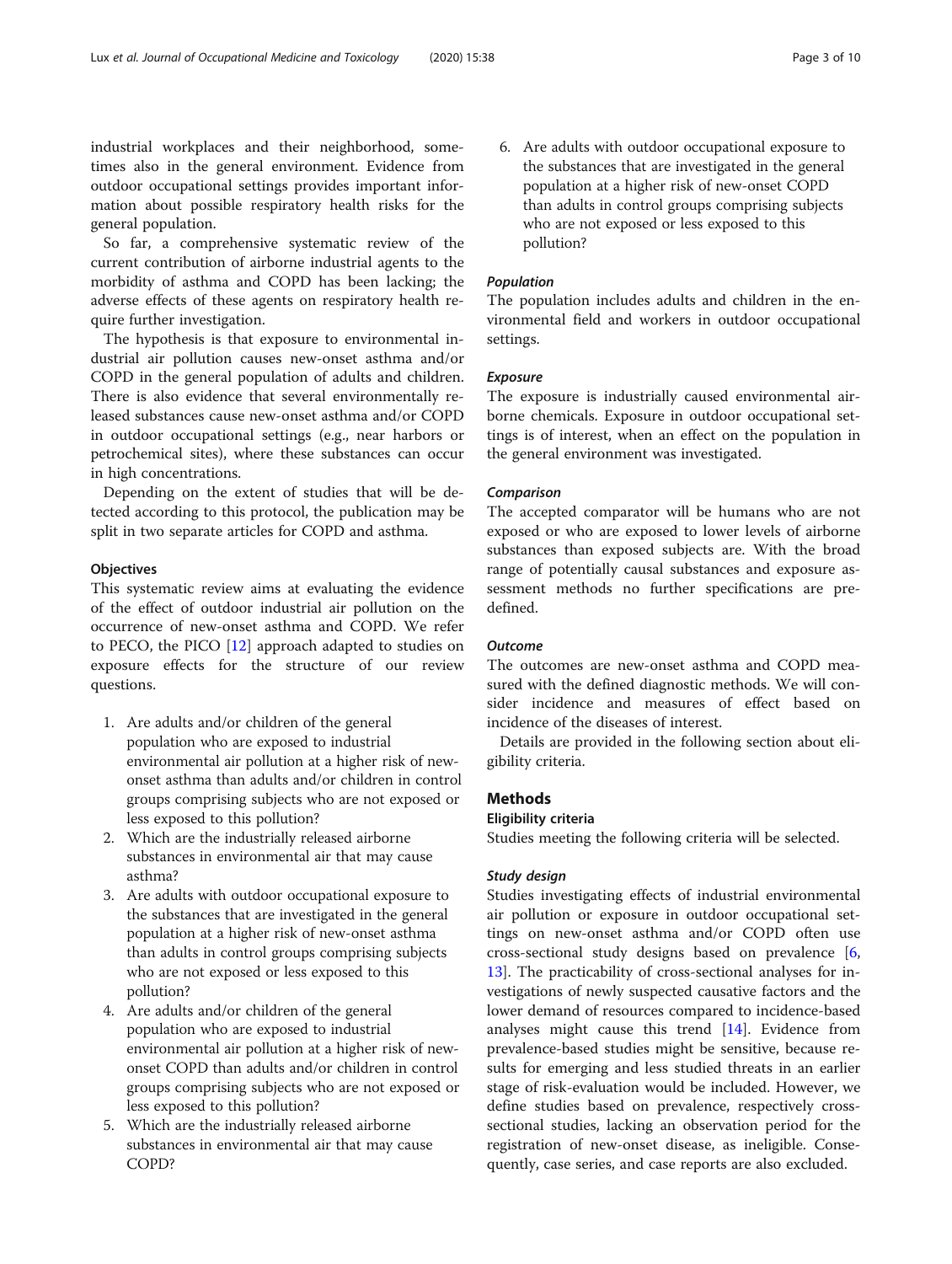industrial workplaces and their neighborhood, sometimes also in the general environment. Evidence from outdoor occupational settings provides important information about possible respiratory health risks for the general population.

So far, a comprehensive systematic review of the current contribution of airborne industrial agents to the morbidity of asthma and COPD has been lacking; the adverse effects of these agents on respiratory health require further investigation.

The hypothesis is that exposure to environmental industrial air pollution causes new-onset asthma and/or COPD in the general population of adults and children. There is also evidence that several environmentally released substances cause new-onset asthma and/or COPD in outdoor occupational settings (e.g., near harbors or petrochemical sites), where these substances can occur in high concentrations.

Depending on the extent of studies that will be detected according to this protocol, the publication may be split in two separate articles for COPD and asthma.

### Objectives

This systematic review aims at evaluating the evidence of the effect of outdoor industrial air pollution on the occurrence of new-onset asthma and COPD. We refer to PECO, the PICO [12] approach adapted to studies on exposure effects for the structure of our review questions.

1. Are adults and/or children of the general population who are exposed to industrial environmental air pollution at a higher risk of new-onset asthma than adults and/or children in control groups comprising subjects who are not exposed or less exposed to this pollution?
2. Which are the industrially released airborne substances in environmental air that may cause asthma?
3. Are adults with outdoor occupational exposure to the substances that are investigated in the general population at a higher risk of new-onset asthma than adults in control groups comprising subjects who are not exposed or less exposed to this pollution?
4. Are adults and/or children of the general population who are exposed to industrial environmental air pollution at a higher risk of new-onset COPD than adults and/or children in control groups comprising subjects who are not exposed or less exposed to this pollution?
5. Which are the industrially released airborne substances in environmental air that may cause COPD?
6. Are adults with outdoor occupational exposure to the substances that are investigated in the general population at a higher risk of new-onset COPD than adults in control groups comprising subjects who are not exposed or less exposed to this pollution?

#### *Population*

The population includes adults and children in the environmental field and workers in outdoor occupational settings.

#### *Exposure*

The exposure is industrially caused environmental airborne chemicals. Exposure in outdoor occupational settings is of interest, when an effect on the population in the general environment was investigated.

#### *Comparison*

The accepted comparator will be humans who are not exposed or who are exposed to lower levels of airborne substances than exposed subjects are. With the broad range of potentially causal substances and exposure assessment methods no further specifications are predefined.

#### *Outcome*

The outcomes are new-onset asthma and COPD measured with the defined diagnostic methods. We will consider incidence and measures of effect based on incidence of the diseases of interest.

Details are provided in the following section about eligibility criteria.

## Methods

### Eligibility criteria

Studies meeting the following criteria will be selected.

#### *Study design*

Studies investigating effects of industrial environmental air pollution or exposure in outdoor occupational settings on new-onset asthma and/or COPD often use cross-sectional study designs based on prevalence [6, 13]. The practicability of cross-sectional analyses for investigations of newly suspected causative factors and the lower demand of resources compared to incidence-based analyses might cause this trend [14]. Evidence from prevalence-based studies might be sensitive, because results for emerging and less studied threats in an earlier stage of risk-evaluation would be included. However, we define studies based on prevalence, respectively cross-sectional studies, lacking an observation period for the registration of new-onset disease, as ineligible. Consequently, case series, and case reports are also excluded.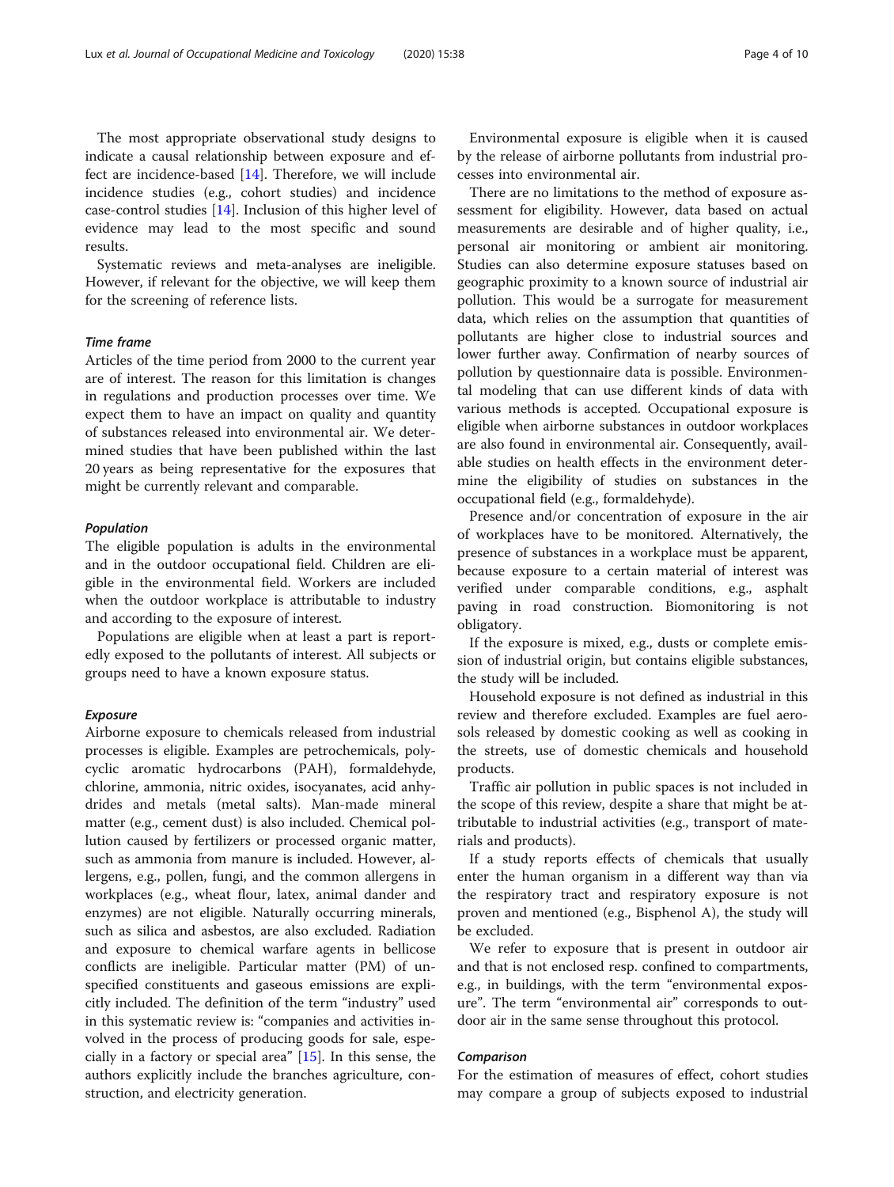The most appropriate observational study designs to indicate a causal relationship between exposure and effect are incidence-based [14]. Therefore, we will include incidence studies (e.g., cohort studies) and incidence case-control studies [14]. Inclusion of this higher level of evidence may lead to the most specific and sound results.

Systematic reviews and meta-analyses are ineligible. However, if relevant for the objective, we will keep them for the screening of reference lists.

#### *Time frame*

Articles of the time period from 2000 to the current year are of interest. The reason for this limitation is changes in regulations and production processes over time. We expect them to have an impact on quality and quantity of substances released into environmental air. We determined studies that have been published within the last 20 years as being representative for the exposures that might be currently relevant and comparable.

#### *Population*

The eligible population is adults in the environmental and in the outdoor occupational field. Children are eligible in the environmental field. Workers are included when the outdoor workplace is attributable to industry and according to the exposure of interest.

Populations are eligible when at least a part is reportedly exposed to the pollutants of interest. All subjects or groups need to have a known exposure status.

#### *Exposure*

Airborne exposure to chemicals released from industrial processes is eligible. Examples are petrochemicals, polycyclic aromatic hydrocarbons (PAH), formaldehyde, chlorine, ammonia, nitric oxides, isocyanates, acid anhydrides and metals (metal salts). Man-made mineral matter (e.g., cement dust) is also included. Chemical pollution caused by fertilizers or processed organic matter, such as ammonia from manure is included. However, allergens, e.g., pollen, fungi, and the common allergens in workplaces (e.g., wheat flour, latex, animal dander and enzymes) are not eligible. Naturally occurring minerals, such as silica and asbestos, are also excluded. Radiation and exposure to chemical warfare agents in bellicose conflicts are ineligible. Particular matter (PM) of unspecified constituents and gaseous emissions are explicitly included. The definition of the term "industry" used in this systematic review is: "companies and activities involved in the process of producing goods for sale, especially in a factory or special area" [15]. In this sense, the authors explicitly include the branches agriculture, construction, and electricity generation.

Environmental exposure is eligible when it is caused by the release of airborne pollutants from industrial processes into environmental air.

There are no limitations to the method of exposure assessment for eligibility. However, data based on actual measurements are desirable and of higher quality, i.e., personal air monitoring or ambient air monitoring. Studies can also determine exposure statuses based on geographic proximity to a known source of industrial air pollution. This would be a surrogate for measurement data, which relies on the assumption that quantities of pollutants are higher close to industrial sources and lower further away. Confirmation of nearby sources of pollution by questionnaire data is possible. Environmental modeling that can use different kinds of data with various methods is accepted. Occupational exposure is eligible when airborne substances in outdoor workplaces are also found in environmental air. Consequently, available studies on health effects in the environment determine the eligibility of studies on substances in the occupational field (e.g., formaldehyde).

Presence and/or concentration of exposure in the air of workplaces have to be monitored. Alternatively, the presence of substances in a workplace must be apparent, because exposure to a certain material of interest was verified under comparable conditions, e.g., asphalt paving in road construction. Biomonitoring is not obligatory.

If the exposure is mixed, e.g., dusts or complete emission of industrial origin, but contains eligible substances, the study will be included.

Household exposure is not defined as industrial in this review and therefore excluded. Examples are fuel aerosols released by domestic cooking as well as cooking in the streets, use of domestic chemicals and household products.

Traffic air pollution in public spaces is not included in the scope of this review, despite a share that might be attributable to industrial activities (e.g., transport of materials and products).

If a study reports effects of chemicals that usually enter the human organism in a different way than via the respiratory tract and respiratory exposure is not proven and mentioned (e.g., Bisphenol A), the study will be excluded.

We refer to exposure that is present in outdoor air and that is not enclosed resp. confined to compartments, e.g., in buildings, with the term "environmental exposure". The term "environmental air" corresponds to outdoor air in the same sense throughout this protocol.

#### *Comparison*

For the estimation of measures of effect, cohort studies may compare a group of subjects exposed to industrial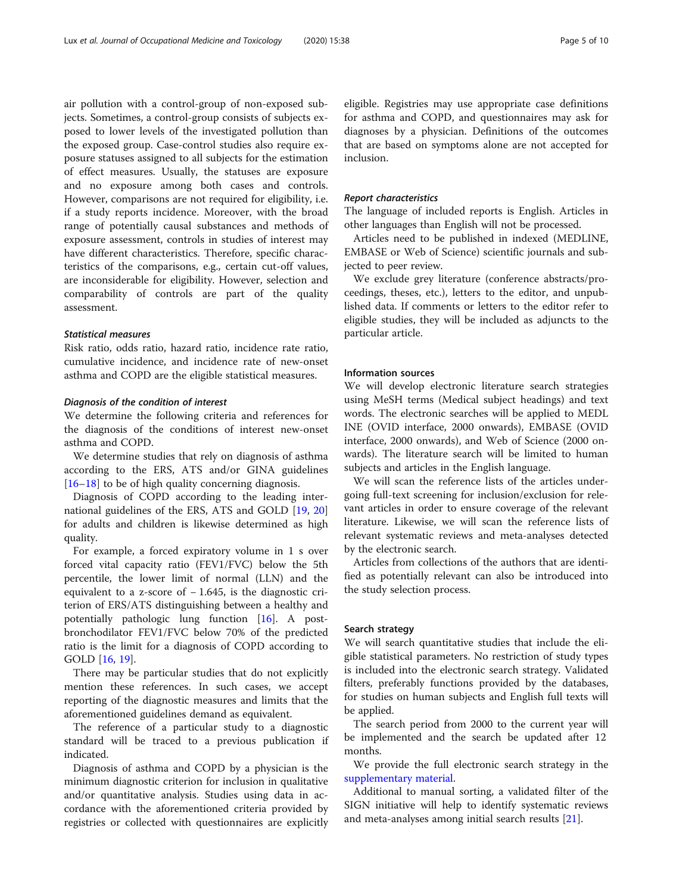air pollution with a control-group of non-exposed subjects. Sometimes, a control-group consists of subjects exposed to lower levels of the investigated pollution than the exposed group. Case-control studies also require exposure statuses assigned to all subjects for the estimation of effect measures. Usually, the statuses are exposure and no exposure among both cases and controls. However, comparisons are not required for eligibility, i.e. if a study reports incidence. Moreover, with the broad range of potentially causal substances and methods of exposure assessment, controls in studies of interest may have different characteristics. Therefore, specific characteristics of the comparisons, e.g., certain cut-off values, are inconsiderable for eligibility. However, selection and comparability of controls are part of the quality assessment.

#### *Statistical measures*

Risk ratio, odds ratio, hazard ratio, incidence rate ratio, cumulative incidence, and incidence rate of new-onset asthma and COPD are the eligible statistical measures.

#### *Diagnosis of the condition of interest*

We determine the following criteria and references for the diagnosis of the conditions of interest new-onset asthma and COPD.

We determine studies that rely on diagnosis of asthma according to the ERS, ATS and/or GINA guidelines [16–18] to be of high quality concerning diagnosis.

Diagnosis of COPD according to the leading international guidelines of the ERS, ATS and GOLD [19, 20] for adults and children is likewise determined as high quality.

For example, a forced expiratory volume in 1 s over forced vital capacity ratio (FEV1/FVC) below the 5th percentile, the lower limit of normal (LLN) and the equivalent to a z-score of $-1.645$, is the diagnostic criterion of ERS/ATS distinguishing between a healthy and potentially pathologic lung function [16]. A post-bronchodilator FEV1/FVC below 70% of the predicted ratio is the limit for a diagnosis of COPD according to GOLD [16, 19].

There may be particular studies that do not explicitly mention these references. In such cases, we accept reporting of the diagnostic measures and limits that the aforementioned guidelines demand as equivalent.

The reference of a particular study to a diagnostic standard will be traced to a previous publication if indicated.

Diagnosis of asthma and COPD by a physician is the minimum diagnostic criterion for inclusion in qualitative and/or quantitative analysis. Studies using data in accordance with the aforementioned criteria provided by registries or collected with questionnaires are explicitly eligible. Registries may use appropriate case definitions for asthma and COPD, and questionnaires may ask for diagnoses by a physician. Definitions of the outcomes that are based on symptoms alone are not accepted for inclusion.

#### *Report characteristics*

The language of included reports is English. Articles in other languages than English will not be processed.

Articles need to be published in indexed (MEDLINE, EMBASE or Web of Science) scientific journals and subjected to peer review.

We exclude grey literature (conference abstracts/proceedings, theses, etc.), letters to the editor, and unpublished data. If comments or letters to the editor refer to eligible studies, they will be included as adjuncts to the particular article.

### Information sources

We will develop electronic literature search strategies using MeSH terms (Medical subject headings) and text words. The electronic searches will be applied to MEDLINE (OVID interface, 2000 onwards), EMBASE (OVID interface, 2000 onwards), and Web of Science (2000 onwards). The literature search will be limited to human subjects and articles in the English language.

We will scan the reference lists of the articles undergoing full-text screening for inclusion/exclusion for relevant articles in order to ensure coverage of the relevant literature. Likewise, we will scan the reference lists of relevant systematic reviews and meta-analyses detected by the electronic search.

Articles from collections of the authors that are identified as potentially relevant can also be introduced into the study selection process.

### Search strategy

We will search quantitative studies that include the eligible statistical parameters. No restriction of study types is included into the electronic search strategy. Validated filters, preferably functions provided by the databases, for studies on human subjects and English full texts will be applied.

The search period from 2000 to the current year will be implemented and the search be updated after 12 months.

We provide the full electronic search strategy in the supplementary material.

Additional to manual sorting, a validated filter of the SIGN initiative will help to identify systematic reviews and meta-analyses among initial search results [21].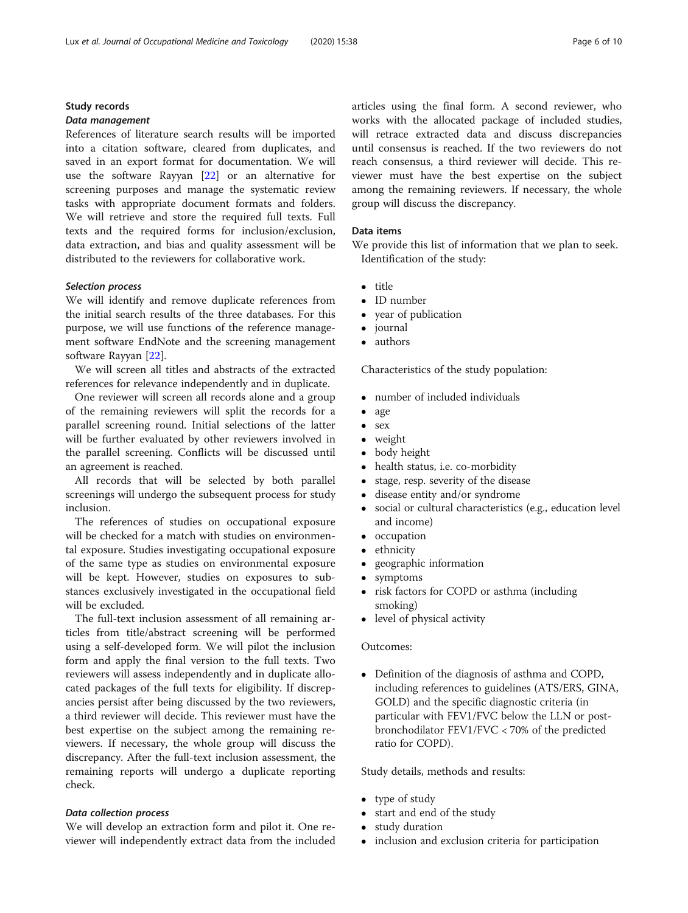### Study records

#### *Data management*

References of literature search results will be imported into a citation software, cleared from duplicates, and saved in an export format for documentation. We will use the software Rayyan [22] or an alternative for screening purposes and manage the systematic review tasks with appropriate document formats and folders. We will retrieve and store the required full texts. Full texts and the required forms for inclusion/exclusion, data extraction, and bias and quality assessment will be distributed to the reviewers for collaborative work.

#### *Selection process*

We will identify and remove duplicate references from the initial search results of the three databases. For this purpose, we will use functions of the reference management software EndNote and the screening management software Rayyan [22].

We will screen all titles and abstracts of the extracted references for relevance independently and in duplicate.

One reviewer will screen all records alone and a group of the remaining reviewers will split the records for a parallel screening round. Initial selections of the latter will be further evaluated by other reviewers involved in the parallel screening. Conflicts will be discussed until an agreement is reached.

All records that will be selected by both parallel screenings will undergo the subsequent process for study inclusion.

The references of studies on occupational exposure will be checked for a match with studies on environmental exposure. Studies investigating occupational exposure of the same type as studies on environmental exposure will be kept. However, studies on exposures to substances exclusively investigated in the occupational field will be excluded.

The full-text inclusion assessment of all remaining articles from title/abstract screening will be performed using a self-developed form. We will pilot the inclusion form and apply the final version to the full texts. Two reviewers will assess independently and in duplicate allocated packages of the full texts for eligibility. If discrepancies persist after being discussed by the two reviewers, a third reviewer will decide. This reviewer must have the best expertise on the subject among the remaining reviewers. If necessary, the whole group will discuss the discrepancy. After the full-text inclusion assessment, the remaining reports will undergo a duplicate reporting check.

#### *Data collection process*

We will develop an extraction form and pilot it. One reviewer will independently extract data from the included articles using the final form. A second reviewer, who works with the allocated package of included studies, will retrace extracted data and discuss discrepancies until consensus is reached. If the two reviewers do not reach consensus, a third reviewer will decide. This reviewer must have the best expertise on the subject among the remaining reviewers. If necessary, the whole group will discuss the discrepancy.

### Data items

We provide this list of information that we plan to seek.

Identification of the study:

- title
- ID number
- year of publication
- journal
- authors

Characteristics of the study population:

- number of included individuals
- age
- sex
- weight
- body height
- health status, i.e. co-morbidity
- stage, resp. severity of the disease
- disease entity and/or syndrome
- social or cultural characteristics (e.g., education level and income)
- occupation
- ethnicity
- geographic information
- symptoms
- risk factors for COPD or asthma (including smoking)
- level of physical activity

Outcomes:

- Definition of the diagnosis of asthma and COPD, including references to guidelines (ATS/ERS, GINA, GOLD) and the specific diagnostic criteria (in particular with FEV1/FVC below the LLN or post-bronchodilator FEV1/FVC < 70% of the predicted ratio for COPD).

Study details, methods and results:

- type of study
- start and end of the study
- study duration
- inclusion and exclusion criteria for participation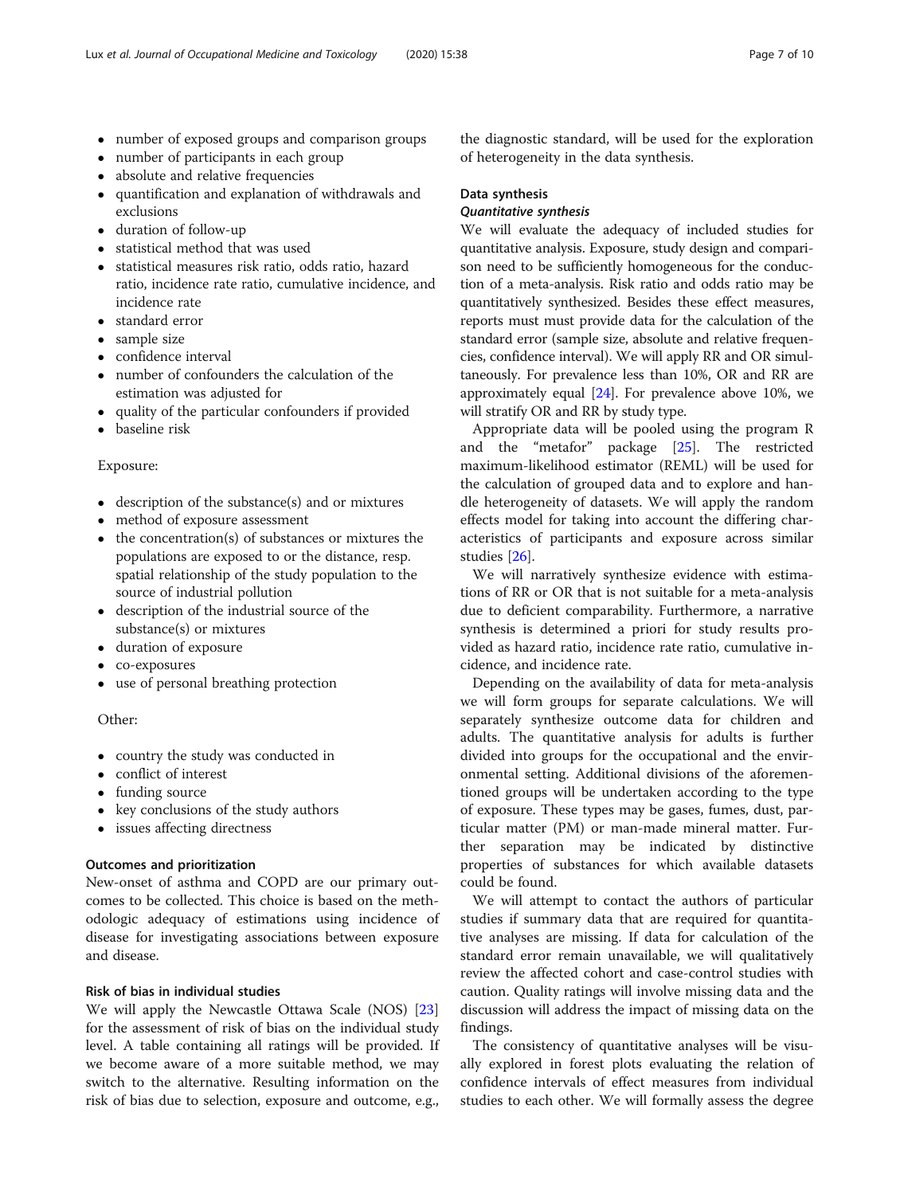- number of exposed groups and comparison groups
- number of participants in each group
- absolute and relative frequencies
- quantification and explanation of withdrawals and exclusions
- duration of follow-up
- statistical method that was used
- statistical measures risk ratio, odds ratio, hazard ratio, incidence rate ratio, cumulative incidence, and incidence rate
- standard error
- sample size
- confidence interval
- number of confounders the calculation of the estimation was adjusted for
- quality of the particular confounders if provided
- baseline risk

Exposure:

- description of the substance(s) and or mixtures
- method of exposure assessment
- the concentration(s) of substances or mixtures the populations are exposed to or the distance, resp. spatial relationship of the study population to the source of industrial pollution
- description of the industrial source of the substance(s) or mixtures
- duration of exposure
- co-exposures
- use of personal breathing protection

Other:

- country the study was conducted in
- conflict of interest
- funding source
- key conclusions of the study authors
- issues affecting directness

### Outcomes and prioritization

New-onset of asthma and COPD are our primary outcomes to be collected. This choice is based on the methodologic adequacy of estimations using incidence of disease for investigating associations between exposure and disease.

### Risk of bias in individual studies

We will apply the Newcastle Ottawa Scale (NOS) [23] for the assessment of risk of bias on the individual study level. A table containing all ratings will be provided. If we become aware of a more suitable method, we may switch to the alternative. Resulting information on the risk of bias due to selection, exposure and outcome, e.g., the diagnostic standard, will be used for the exploration of heterogeneity in the data synthesis.

### Data synthesis

#### *Quantitative synthesis*

We will evaluate the adequacy of included studies for quantitative analysis. Exposure, study design and comparison need to be sufficiently homogeneous for the conduction of a meta-analysis. Risk ratio and odds ratio may be quantitatively synthesized. Besides these effect measures, reports must must provide data for the calculation of the standard error (sample size, absolute and relative frequencies, confidence interval). We will apply RR and OR simultaneously. For prevalence less than 10%, OR and RR are approximately equal [24]. For prevalence above 10%, we will stratify OR and RR by study type.

Appropriate data will be pooled using the program R and the "metafor" package [25]. The restricted maximum-likelihood estimator (REML) will be used for the calculation of grouped data and to explore and handle heterogeneity of datasets. We will apply the random effects model for taking into account the differing characteristics of participants and exposure across similar studies [26].

We will narratively synthesize evidence with estimations of RR or OR that is not suitable for a meta-analysis due to deficient comparability. Furthermore, a narrative synthesis is determined a priori for study results provided as hazard ratio, incidence rate ratio, cumulative incidence, and incidence rate.

Depending on the availability of data for meta-analysis we will form groups for separate calculations. We will separately synthesize outcome data for children and adults. The quantitative analysis for adults is further divided into groups for the occupational and the environmental setting. Additional divisions of the aforementioned groups will be undertaken according to the type of exposure. These types may be gases, fumes, dust, particular matter (PM) or man-made mineral matter. Further separation may be indicated by distinctive properties of substances for which available datasets could be found.

We will attempt to contact the authors of particular studies if summary data that are required for quantitative analyses are missing. If data for calculation of the standard error remain unavailable, we will qualitatively review the affected cohort and case-control studies with caution. Quality ratings will involve missing data and the discussion will address the impact of missing data on the findings.

The consistency of quantitative analyses will be visually explored in forest plots evaluating the relation of confidence intervals of effect measures from individual studies to each other. We will formally assess the degree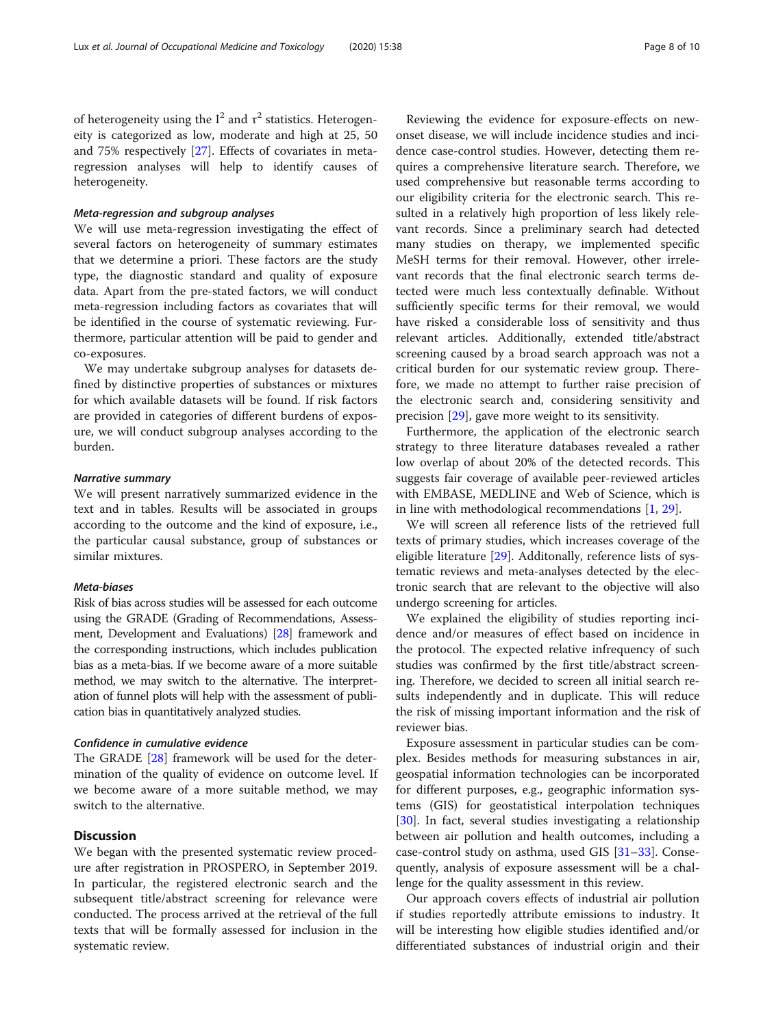of heterogeneity using the $I^2$ and $\tau^2$ statistics. Heterogeneity is categorized as low, moderate and high at 25, 50 and 75% respectively [27]. Effects of covariates in meta-regression analyses will help to identify causes of heterogeneity.

#### *Meta-regression and subgroup analyses*

We will use meta-regression investigating the effect of several factors on heterogeneity of summary estimates that we determine a priori. These factors are the study type, the diagnostic standard and quality of exposure data. Apart from the pre-stated factors, we will conduct meta-regression including factors as covariates that will be identified in the course of systematic reviewing. Furthermore, particular attention will be paid to gender and co-exposures.

We may undertake subgroup analyses for datasets defined by distinctive properties of substances or mixtures for which available datasets will be found. If risk factors are provided in categories of different burdens of exposure, we will conduct subgroup analyses according to the burden.

#### *Narrative summary*

We will present narratively summarized evidence in the text and in tables. Results will be associated in groups according to the outcome and the kind of exposure, i.e., the particular causal substance, group of substances or similar mixtures.

#### *Meta-biases*

Risk of bias across studies will be assessed for each outcome using the GRADE (Grading of Recommendations, Assessment, Development and Evaluations) [28] framework and the corresponding instructions, which includes publication bias as a meta-bias. If we become aware of a more suitable method, we may switch to the alternative. The interpretation of funnel plots will help with the assessment of publication bias in quantitatively analyzed studies.

#### *Confidence in cumulative evidence*

The GRADE [28] framework will be used for the determination of the quality of evidence on outcome level. If we become aware of a more suitable method, we may switch to the alternative.

## Discussion

We began with the presented systematic review procedure after registration in PROSPERO, in September 2019. In particular, the registered electronic search and the subsequent title/abstract screening for relevance were conducted. The process arrived at the retrieval of the full texts that will be formally assessed for inclusion in the systematic review.

Reviewing the evidence for exposure-effects on new-onset disease, we will include incidence studies and incidence case-control studies. However, detecting them requires a comprehensive literature search. Therefore, we used comprehensive but reasonable terms according to our eligibility criteria for the electronic search. This resulted in a relatively high proportion of less likely relevant records. Since a preliminary search had detected many studies on therapy, we implemented specific MeSH terms for their removal. However, other irrelevant records that the final electronic search terms detected were much less contextually definable. Without sufficiently specific terms for their removal, we would have risked a considerable loss of sensitivity and thus relevant articles. Additionally, extended title/abstract screening caused by a broad search approach was not a critical burden for our systematic review group. Therefore, we made no attempt to further raise precision of the electronic search and, considering sensitivity and precision [29], gave more weight to its sensitivity.

Furthermore, the application of the electronic search strategy to three literature databases revealed a rather low overlap of about 20% of the detected records. This suggests fair coverage of available peer-reviewed articles with EMBASE, MEDLINE and Web of Science, which is in line with methodological recommendations [1, 29].

We will screen all reference lists of the retrieved full texts of primary studies, which increases coverage of the eligible literature [29]. Additonally, reference lists of systematic reviews and meta-analyses detected by the electronic search that are relevant to the objective will also undergo screening for articles.

We explained the eligibility of studies reporting incidence and/or measures of effect based on incidence in the protocol. The expected relative infrequency of such studies was confirmed by the first title/abstract screening. Therefore, we decided to screen all initial search results independently and in duplicate. This will reduce the risk of missing important information and the risk of reviewer bias.

Exposure assessment in particular studies can be complex. Besides methods for measuring substances in air, geospatial information technologies can be incorporated for different purposes, e.g., geographic information systems (GIS) for geostatistical interpolation techniques [30]. In fact, several studies investigating a relationship between air pollution and health outcomes, including a case-control study on asthma, used GIS [31–33]. Consequently, analysis of exposure assessment will be a challenge for the quality assessment in this review.

Our approach covers effects of industrial air pollution if studies reportedly attribute emissions to industry. It will be interesting how eligible studies identified and/or differentiated substances of industrial origin and their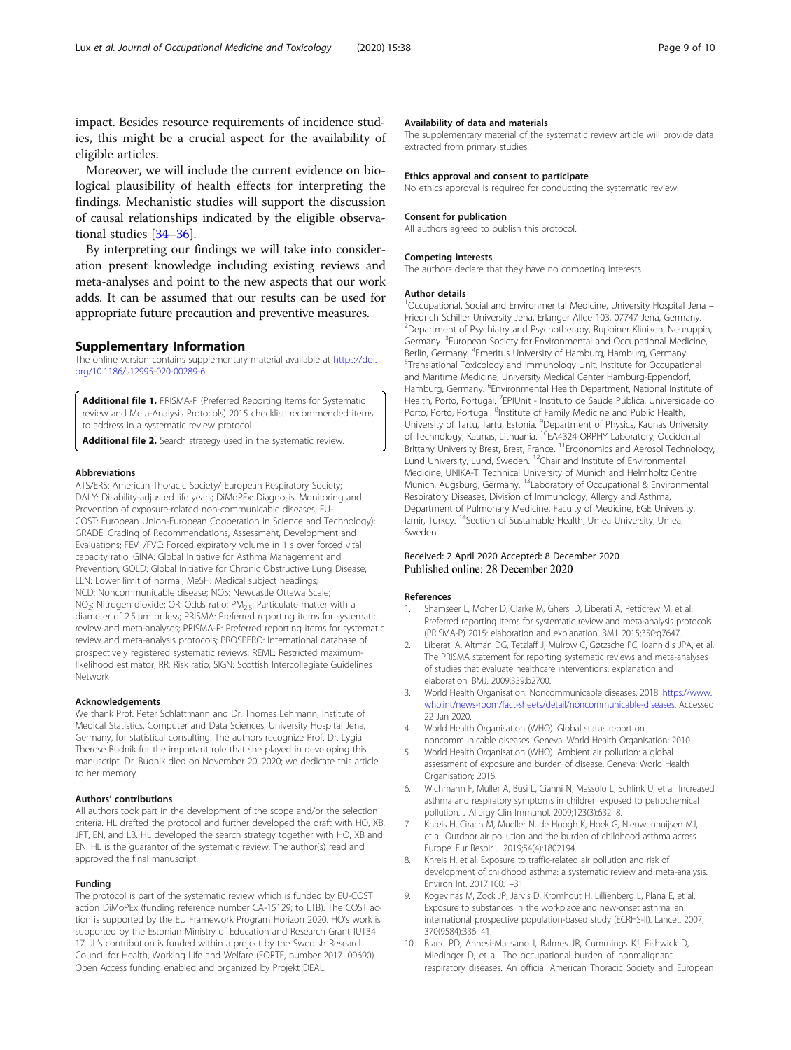impact. Besides resource requirements of incidence studies, this might be a crucial aspect for the availability of eligible articles.

Moreover, we will include the current evidence on biological plausibility of health effects for interpreting the findings. Mechanistic studies will support the discussion of causal relationships indicated by the eligible observational studies [34–36].

By interpreting our findings we will take into consideration present knowledge including existing reviews and meta-analyses and point to the new aspects that our work adds. It can be assumed that our results can be used for appropriate future precaution and preventive measures.

## Supplementary Information

The online version contains supplementary material available at https://doi.org/10.1186/s12995-020-00289-6.

**Additional file 1.** PRISMA-P (Preferred Reporting Items for Systematic review and Meta-Analysis Protocols) 2015 checklist: recommended items to address in a systematic review protocol.

**Additional file 2.** Search strategy used in the systematic review.

#### Abbreviations

ATS/ERS: American Thoracic Society/ European Respiratory Society; DALY: Disability-adjusted life years; DiMoPEx: Diagnosis, Monitoring and Prevention of exposure-related non-communicable diseases; EU-COST: European Union-European Cooperation in Science and Technology); GRADE: Grading of Recommendations, Assessment, Development and Evaluations; FEV1/FVC: Forced expiratory volume in 1 s over forced vital capacity ratio; GINA: Global Initiative for Asthma Management and Prevention; GOLD: Global Initiative for Chronic Obstructive Lung Disease; LLN: Lower limit of normal; MeSH: Medical subject headings; NCD: Noncommunicable disease; NOS: Newcastle Ottawa Scale; $NO_2$: Nitrogen dioxide; OR: Odds ratio; $PM_{2.5}$: Particulate matter with a diameter of 2.5 μm or less; PRISMA: Preferred reporting items for systematic review and meta-analyses; PRISMA-P: Preferred reporting items for systematic review and meta-analysis protocols; PROSPERO: International database of prospectively registered systematic reviews; REML: Restricted maximum-likelihood estimator; RR: Risk ratio; SIGN: Scottish Intercollegiate Guidelines Network

#### Acknowledgements

We thank Prof. Peter Schlattmann and Dr. Thomas Lehmann, Institute of Medical Statistics, Computer and Data Sciences, University Hospital Jena, Germany, for statistical consulting. The authors recognize Prof. Dr. Lygia Therese Budnik for the important role that she played in developing this manuscript. Dr. Budnik died on November 20, 2020; we dedicate this article to her memory.

#### Authors' contributions

All authors took part in the development of the scope and/or the selection criteria. HL drafted the protocol and further developed the draft with HO, XB, JPT, EN, and LB. HL developed the search strategy together with HO, XB and EN. HL is the guarantor of the systematic review. The author(s) read and approved the final manuscript.

#### Funding

The protocol is part of the systematic review which is funded by EU-COST action DiMoPEx (funding reference number CA-15129; to LTB). The COST action is supported by the EU Framework Program Horizon 2020. HO's work is supported by the Estonian Ministry of Education and Research Grant IUT34–17. JL's contribution is funded within a project by the Swedish Research Council for Health, Working Life and Welfare (FORTE, number 2017–00690). Open Access funding enabled and organized by Projekt DEAL.

#### Availability of data and materials

The supplementary material of the systematic review article will provide data extracted from primary studies.

#### Ethics approval and consent to participate

No ethics approval is required for conducting the systematic review.

#### Consent for publication

All authors agreed to publish this protocol.

#### Competing interests

The authors declare that they have no competing interests.

#### Author details

[1]Occupational, Social and Environmental Medicine, University Hospital Jena – Friedrich Schiller University Jena, Erlanger Allee 103, 07747 Jena, Germany. [2]Department of Psychiatry and Psychotherapy, Ruppiner Kliniken, Neuruppin, Germany. [3]European Society for Environmental and Occupational Medicine, Berlin, Germany. [4]Emeritus University of Hamburg, Hamburg, Germany. [5]Translational Toxicology and Immunology Unit, Institute for Occupational and Maritime Medicine, University Medical Center Hamburg-Eppendorf, Hamburg, Germany. [6]Environmental Health Department, National Institute of Health, Porto, Portugal. [7]EPIUnit - Instituto de Saúde Pública, Universidade do Porto, Porto, Portugal. [8]Institute of Family Medicine and Public Health, University of Tartu, Tartu, Estonia. [9]Department of Physics, Kaunas University of Technology, Kaunas, Lithuania. [10]EA4324 ORPHY Laboratory, Occidental Brittany University Brest, Brest, France. [11]Ergonomics and Aerosol Technology, Lund University, Lund, Sweden. [12]Chair and Institute of Environmental Medicine, UNIKA-T, Technical University of Munich and Helmholtz Centre Munich, Augsburg, Germany. [13]Laboratory of Occupational & Environmental Respiratory Diseases, Division of Immunology, Allergy and Asthma, Department of Pulmonary Medicine, Faculty of Medicine, EGE University, Izmir, Turkey. [14]Section of Sustainable Health, Umea University, Umea, Sweden.

Received: 2 April 2020 Accepted: 8 December 2020
Published online: 28 December 2020

#### References

1. Shamseer L, Moher D, Clarke M, Ghersi D, Liberati A, Petticrew M, et al. Preferred reporting items for systematic review and meta-analysis protocols (PRISMA-P) 2015: elaboration and explanation. BMJ. 2015;350:g7647.
2. Liberati A, Altman DG, Tetzlaff J, Mulrow C, Gøtzsche PC, Ioannidis JPA, et al. The PRISMA statement for reporting systematic reviews and meta-analyses of studies that evaluate healthcare interventions: explanation and elaboration. BMJ. 2009;339:b2700.
3. World Health Organisation. Noncommunicable diseases. 2018. https://www.who.int/news-room/fact-sheets/detail/noncommunicable-diseases. Accessed 22 Jan 2020.
4. World Health Organisation (WHO). Global status report on noncommunicable diseases. Geneva: World Health Organisation; 2010.
5. World Health Organisation (WHO). Ambient air pollution: a global assessment of exposure and burden of disease. Geneva: World Health Organisation; 2016.
6. Wichmann F, Muller A, Busi L, Cianni N, Massolo L, Schlink U, et al. Increased asthma and respiratory symptoms in children exposed to petrochemical pollution. J Allergy Clin Immunol. 2009;123(3):632–8.
7. Khreis H, Cirach M, Mueller N, de Hoogh K, Hoek G, Nieuwenhuijsen MJ, et al. Outdoor air pollution and the burden of childhood asthma across Europe. Eur Respir J. 2019;54(4):1802194.
8. Khreis H, et al. Exposure to traffic-related air pollution and risk of development of childhood asthma: a systematic review and meta-analysis. Environ Int. 2017;100:1–31.
9. Kogevinas M, Zock JP, Jarvis D, Kromhout H, Lillienberg L, Plana E, et al. Exposure to substances in the workplace and new-onset asthma: an international prospective population-based study (ECRHS-II). Lancet. 2007;370(9584):336–41.
10. Blanc PD, Annesi-Maesano I, Balmes JR, Cummings KJ, Fishwick D, Miedinger D, et al. The occupational burden of nonmalignant respiratory diseases. An official American Thoracic Society and European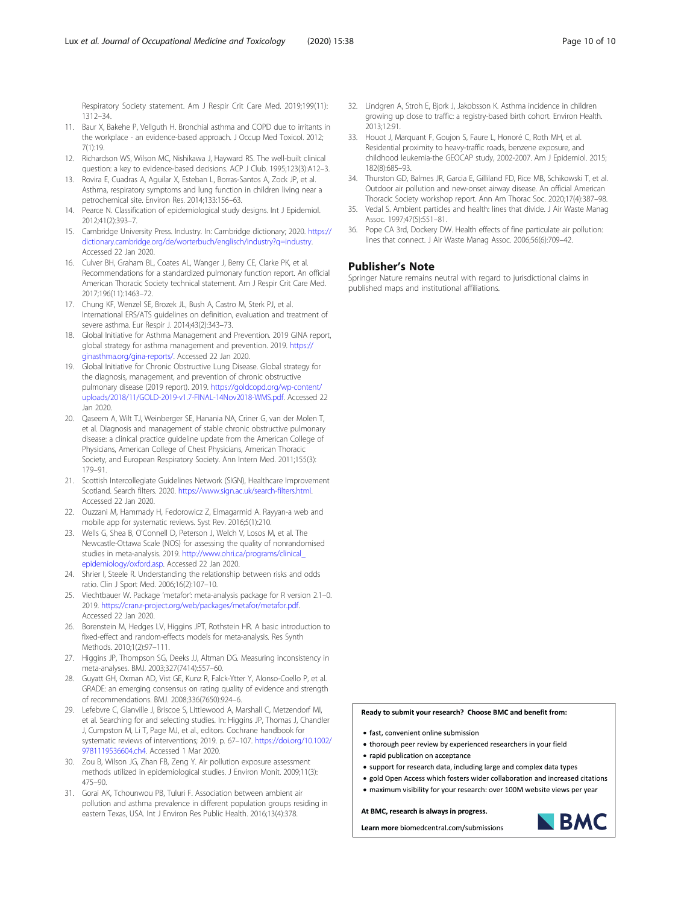Respiratory Society statement. Am J Respir Crit Care Med. 2019;199(11): 1312–34.

11. Baur X, Bakehe P, Vellguth H. Bronchial asthma and COPD due to irritants in the workplace - an evidence-based approach. J Occup Med Toxicol. 2012; 7(1):19.
12. Richardson WS, Wilson MC, Nishikawa J, Hayward RS. The well-built clinical question: a key to evidence-based decisions. ACP J Club. 1995;123(3):A12–3.
13. Rovira E, Cuadras A, Aguilar X, Esteban L, Borras-Santos A, Zock JP, et al. Asthma, respiratory symptoms and lung function in children living near a petrochemical site. Environ Res. 2014;133:156–63.
14. Pearce N. Classification of epidemiological study designs. Int J Epidemiol. 2012;41(2):393–7.
15. Cambridge University Press. Industry. In: Cambridge dictionary; 2020. https://dictionary.cambridge.org/de/worterbuch/englisch/industry?q=industry. Accessed 22 Jan 2020.
16. Culver BH, Graham BL, Coates AL, Wanger J, Berry CE, Clarke PK, et al. Recommendations for a standardized pulmonary function report. An official American Thoracic Society technical statement. Am J Respir Crit Care Med. 2017;196(11):1463–72.
17. Chung KF, Wenzel SE, Brozek JL, Bush A, Castro M, Sterk PJ, et al. International ERS/ATS guidelines on definition, evaluation and treatment of severe asthma. Eur Respir J. 2014;43(2):343–73.
18. Global Initiative for Asthma Management and Prevention. 2019 GINA report, global strategy for asthma management and prevention. 2019. https://ginasthma.org/gina-reports/. Accessed 22 Jan 2020.
19. Global Initiative for Chronic Obstructive Lung Disease. Global strategy for the diagnosis, management, and prevention of chronic obstructive pulmonary disease (2019 report). 2019. https://goldcopd.org/wp-content/uploads/2018/11/GOLD-2019-v1.7-FINAL-14Nov2018-WMS.pdf. Accessed 22 Jan 2020.
20. Qaseem A, Wilt TJ, Weinberger SE, Hanania NA, Criner G, van der Molen T, et al. Diagnosis and management of stable chronic obstructive pulmonary disease: a clinical practice guideline update from the American College of Physicians, American College of Chest Physicians, American Thoracic Society, and European Respiratory Society. Ann Intern Med. 2011;155(3): 179–91.
21. Scottish Intercollegiate Guidelines Network (SIGN), Healthcare Improvement Scotland. Search filters. 2020. https://www.sign.ac.uk/search-filters.html. Accessed 22 Jan 2020.
22. Ouzzani M, Hammady H, Fedorowicz Z, Elmagarmid A. Rayyan-a web and mobile app for systematic reviews. Syst Rev. 2016;5(1):210.
23. Wells G, Shea B, O'Connell D, Peterson J, Welch V, Losos M, et al. The Newcastle-Ottawa Scale (NOS) for assessing the quality of nonrandomised studies in meta-analysis. 2019. http://www.ohri.ca/programs/clinical_epidemiology/oxford.asp. Accessed 22 Jan 2020.
24. Shrier I, Steele R. Understanding the relationship between risks and odds ratio. Clin J Sport Med. 2006;16(2):107–10.
25. Viechtbauer W. Package 'metafor': meta-analysis package for R version 2.1–0. 2019. https://cran.r-project.org/web/packages/metafor/metafor.pdf. Accessed 22 Jan 2020.
26. Borenstein M, Hedges LV, Higgins JPT, Rothstein HR. A basic introduction to fixed-effect and random-effects models for meta-analysis. Res Synth Methods. 2010;1(2):97–111.
27. Higgins JP, Thompson SG, Deeks JJ, Altman DG. Measuring inconsistency in meta-analyses. BMJ. 2003;327(7414):557–60.
28. Guyatt GH, Oxman AD, Vist GE, Kunz R, Falck-Ytter Y, Alonso-Coello P, et al. GRADE: an emerging consensus on rating quality of evidence and strength of recommendations. BMJ. 2008;336(7650):924–6.
29. Lefebvre C, Glanville J, Briscoe S, Littlewood A, Marshall C, Metzendorf MI, et al. Searching for and selecting studies. In: Higgins JP, Thomas J, Chandler J, Cumpston M, Li T, Page MJ, et al., editors. Cochrane handbook for systematic reviews of interventions; 2019. p. 67–107. https://doi.org/10.1002/9781119536604.ch4. Accessed 1 Mar 2020.
30. Zou B, Wilson JG, Zhan FB, Zeng Y. Air pollution exposure assessment methods utilized in epidemiological studies. J Environ Monit. 2009;11(3): 475–90.
31. Gorai AK, Tchounwou PB, Tuluri F. Association between ambient air pollution and asthma prevalence in different population groups residing in eastern Texas, USA. Int J Environ Res Public Health. 2016;13(4):378.
32. Lindgren A, Stroh E, Bjork J, Jakobsson K. Asthma incidence in children growing up close to traffic: a registry-based birth cohort. Environ Health. 2013;12:91.
33. Houot J, Marquant F, Goujon S, Faure L, Honoré C, Roth MH, et al. Residential proximity to heavy-traffic roads, benzene exposure, and childhood leukemia-the GEOCAP study, 2002-2007. Am J Epidemiol. 2015; 182(8):685–93.
34. Thurston GD, Balmes JR, Garcia E, Gilliland FD, Rice MB, Schikowski T, et al. Outdoor air pollution and new-onset airway disease. An official American Thoracic Society workshop report. Ann Am Thorac Soc. 2020;17(4):387–98.
35. Vedal S. Ambient particles and health: lines that divide. J Air Waste Manag Assoc. 1997;47(5):551–81.
36. Pope CA 3rd, Dockery DW. Health effects of fine particulate air pollution: lines that connect. J Air Waste Manag Assoc. 2006;56(6):709–42.

## Publisher's Note

Springer Nature remains neutral with regard to jurisdictional claims in published maps and institutional affiliations.

**Ready to submit your research? Choose BMC and benefit from:**

- fast, convenient online submission
- thorough peer review by experienced researchers in your field
- rapid publication on acceptance
- support for research data, including large and complex data types
- gold Open Access which fosters wider collaboration and increased citations
- maximum visibility for your research: over 100M website views per year

**At BMC, research is always in progress.**

**Learn more** biomedcentral.com/submissions

BMC